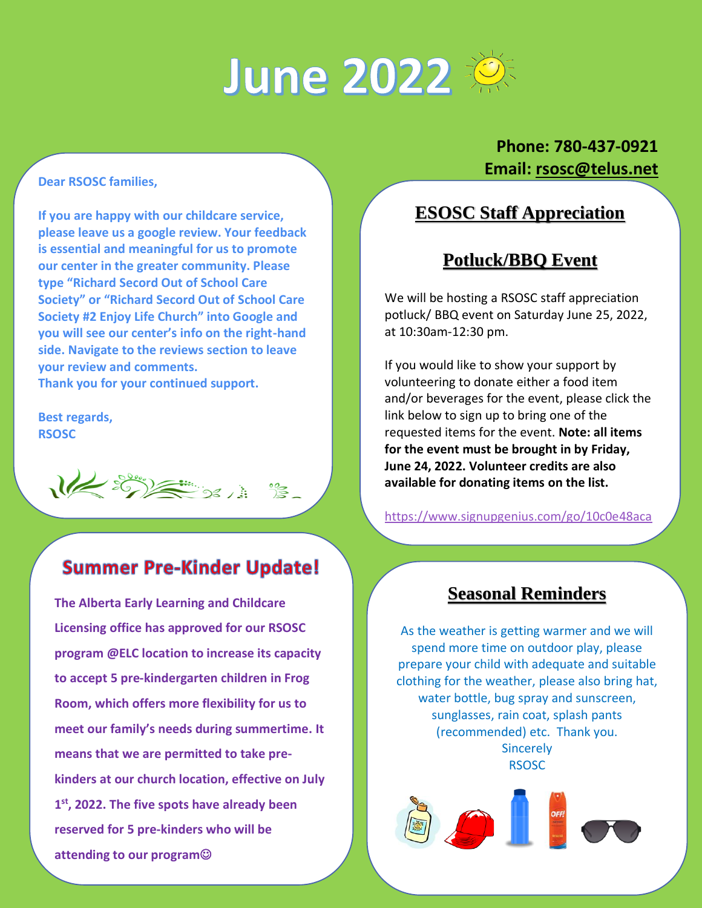# June 2022

**Phone: 780-437-0921**
**Email: rsosc@telus.net**

Dear RSOSC families,

If you are happy with our childcare service, please leave us a google review. Your feedback is essential and meaningful for us to promote our center in the greater community. Please type "Richard Secord Out of School Care Society" or "Richard Secord Out of School Care Society #2 Enjoy Life Church" into Google and you will see our center's info on the right-hand side. Navigate to the reviews section to leave your review and comments.
Thank you for your continued support.

Best regards,
RSOSC

## ESOSC Staff Appreciation

## Potluck/BBQ Event

We will be hosting a RSOSC staff appreciation potluck/ BBQ event on Saturday June 25, 2022, at 10:30am-12:30 pm.

If you would like to show your support by volunteering to donate either a food item and/or beverages for the event, please click the link below to sign up to bring one of the requested items for the event. **Note: all items for the event must be brought in by Friday, June 24, 2022. Volunteer credits are also available for donating items on the list.**

https://www.signupgenius.com/go/10c0e48aca

## Summer Pre-Kinder Update!

The Alberta Early Learning and Childcare Licensing office has approved for our RSOSC program @ELC location to increase its capacity to accept 5 pre-kindergarten children in Frog Room, which offers more flexibility for us to meet our family's needs during summertime. It means that we are permitted to take pre-kinders at our church location, effective on July 1st, 2022. The five spots have already been reserved for 5 pre-kinders who will be attending to our program☺

## Seasonal Reminders

As the weather is getting warmer and we will spend more time on outdoor play, please prepare your child with adequate and suitable clothing for the weather, please also bring hat, water bottle, bug spray and sunscreen, sunglasses, rain coat, splash pants (recommended) etc. Thank you.
Sincerely
RSOSC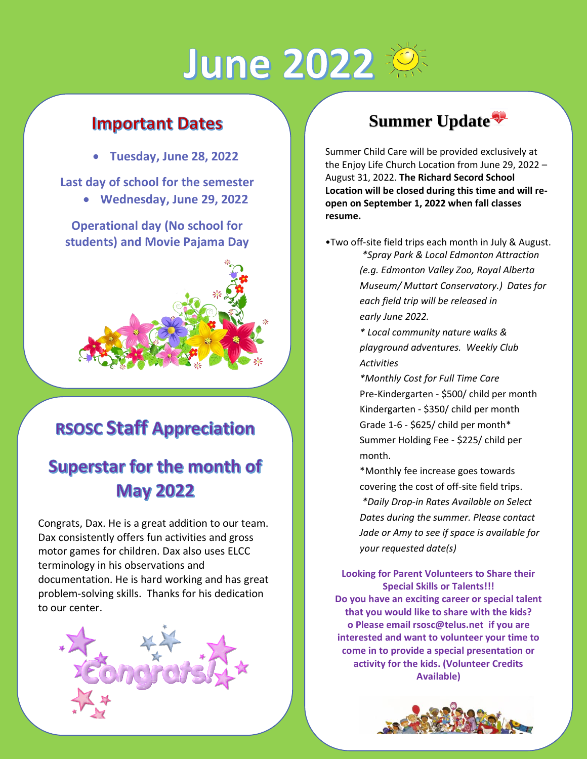# June 2022

## Important Dates

- **Tuesday, June 28, 2022**

**Last day of school for the semester**

- **Wednesday, June 29, 2022**

**Operational day (No school for students) and Movie Pajama Day**

## RSOSC Staff Appreciation

## Superstar for the month of May 2022

Congrats, Dax. He is a great addition to our team. Dax consistently offers fun activities and gross motor games for children. Dax also uses ELCC terminology in his observations and documentation. He is hard working and has great problem-solving skills. Thanks for his dedication to our center.

## Summer Update

Summer Child Care will be provided exclusively at the Enjoy Life Church Location from June 29, 2022 – August 31, 2022. **The Richard Secord School Location will be closed during this time and will re-open on September 1, 2022 when fall classes resume.**

•Two off-site field trips each month in July & August.

*\*Spray Park & Local Edmonton Attraction (e.g. Edmonton Valley Zoo, Royal Alberta Museum/ Muttart Conservatory.) Dates for each field trip will be released in early June 2022.*

*\* Local community nature walks & playground adventures. Weekly Club Activities*

*\*Monthly Cost for Full Time Care*

Pre-Kindergarten - $500/ child per month

Kindergarten - $350/ child per month

Grade 1-6 - $625/ child per month*

Summer Holding Fee - $225/ child per month.

*Monthly fee increase goes towards covering the cost of off-site field trips.

*\*Daily Drop-in Rates Available on Select Dates during the summer. Please contact Jade or Amy to see if space is available for your requested date(s)*

**Looking for Parent Volunteers to Share their Special Skills or Talents!!!**

**Do you have an exciting career or special talent that you would like to share with the kids?**

**o Please email rsosc@telus.net if you are interested and want to volunteer your time to come in to provide a special presentation or activity for the kids. (Volunteer Credits Available)**